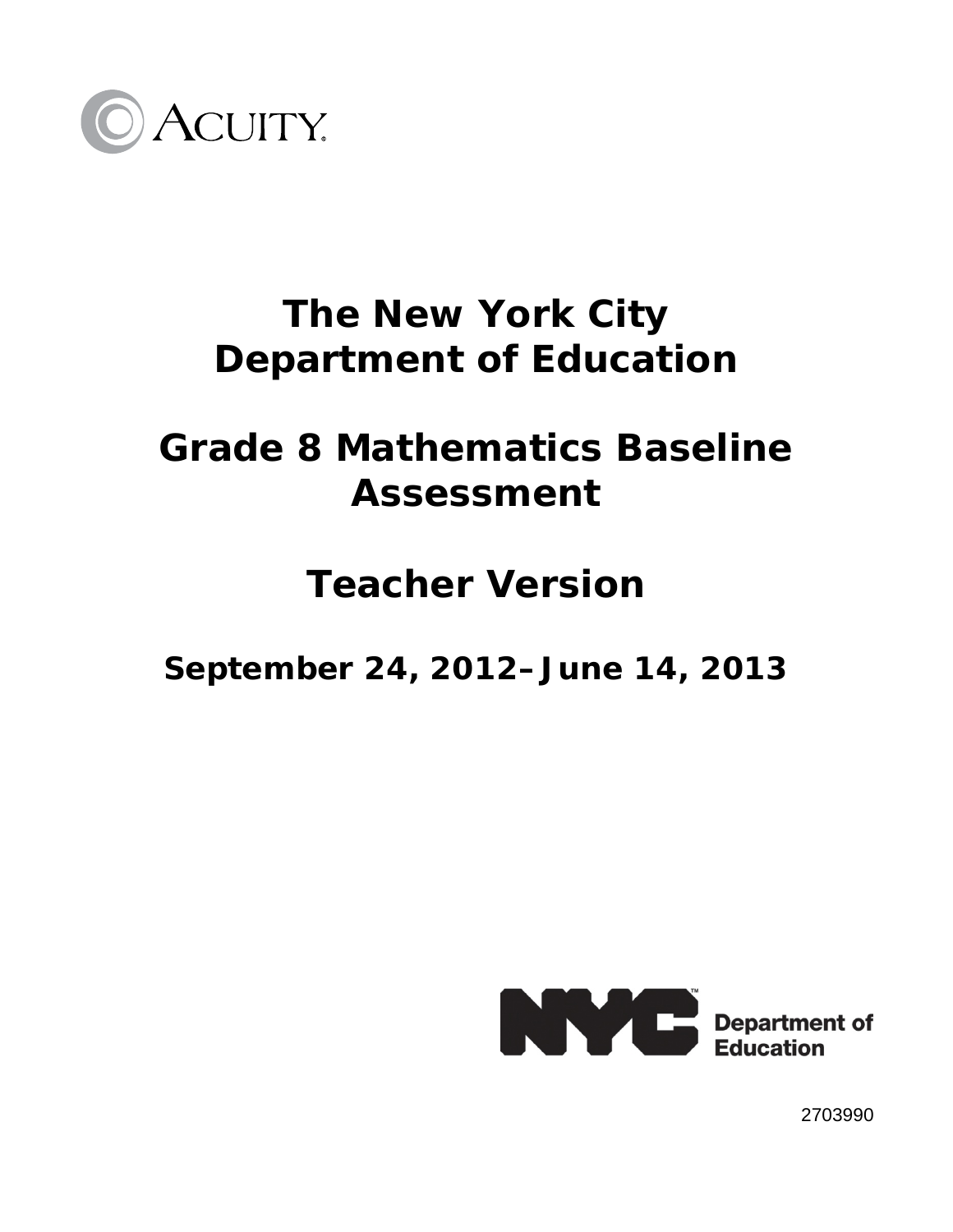ACUITY

# The New York City Department of Education

# Grade 8 Mathematics Baseline Assessment

# Teacher Version

## September 24, 2012–June 14, 2013

NYC Department of Education

2703990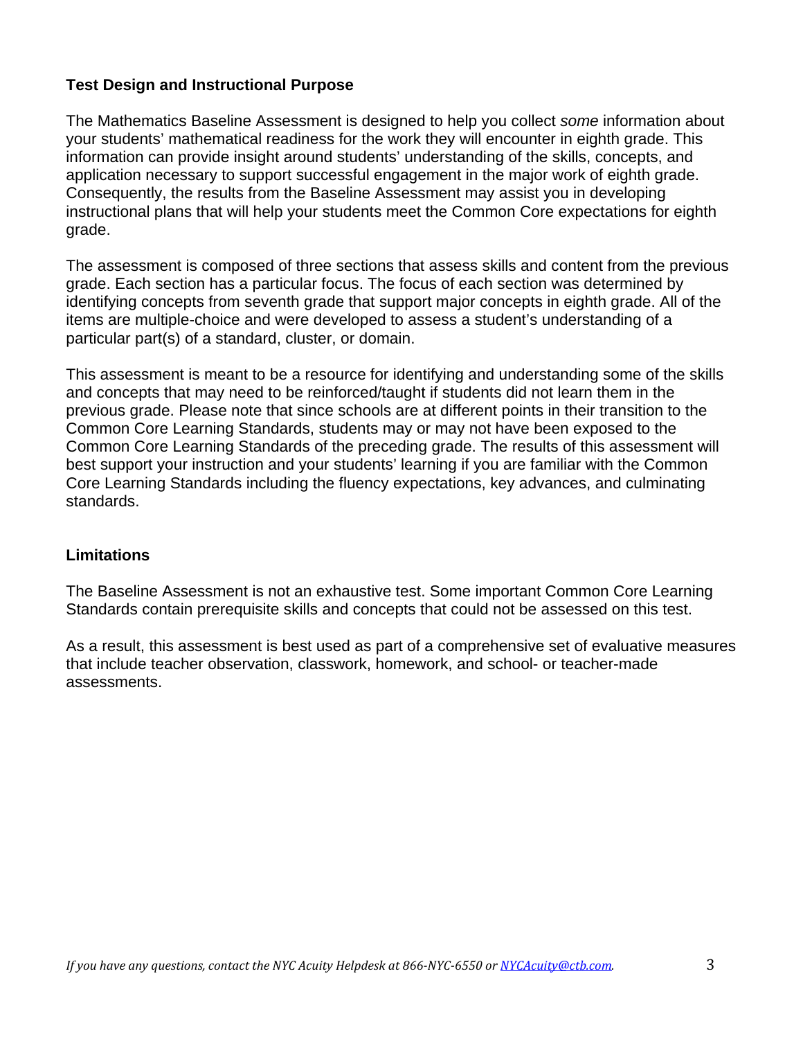**Test Design and Instructional Purpose**

The Mathematics Baseline Assessment is designed to help you collect *some* information about your students' mathematical readiness for the work they will encounter in eighth grade. This information can provide insight around students' understanding of the skills, concepts, and application necessary to support successful engagement in the major work of eighth grade. Consequently, the results from the Baseline Assessment may assist you in developing instructional plans that will help your students meet the Common Core expectations for eighth grade.

The assessment is composed of three sections that assess skills and content from the previous grade. Each section has a particular focus. The focus of each section was determined by identifying concepts from seventh grade that support major concepts in eighth grade. All of the items are multiple-choice and were developed to assess a student's understanding of a particular part(s) of a standard, cluster, or domain.

This assessment is meant to be a resource for identifying and understanding some of the skills and concepts that may need to be reinforced/taught if students did not learn them in the previous grade. Please note that since schools are at different points in their transition to the Common Core Learning Standards, students may or may not have been exposed to the Common Core Learning Standards of the preceding grade. The results of this assessment will best support your instruction and your students' learning if you are familiar with the Common Core Learning Standards including the fluency expectations, key advances, and culminating standards.

**Limitations**

The Baseline Assessment is not an exhaustive test. Some important Common Core Learning Standards contain prerequisite skills and concepts that could not be assessed on this test.

As a result, this assessment is best used as part of a comprehensive set of evaluative measures that include teacher observation, classwork, homework, and school- or teacher-made assessments.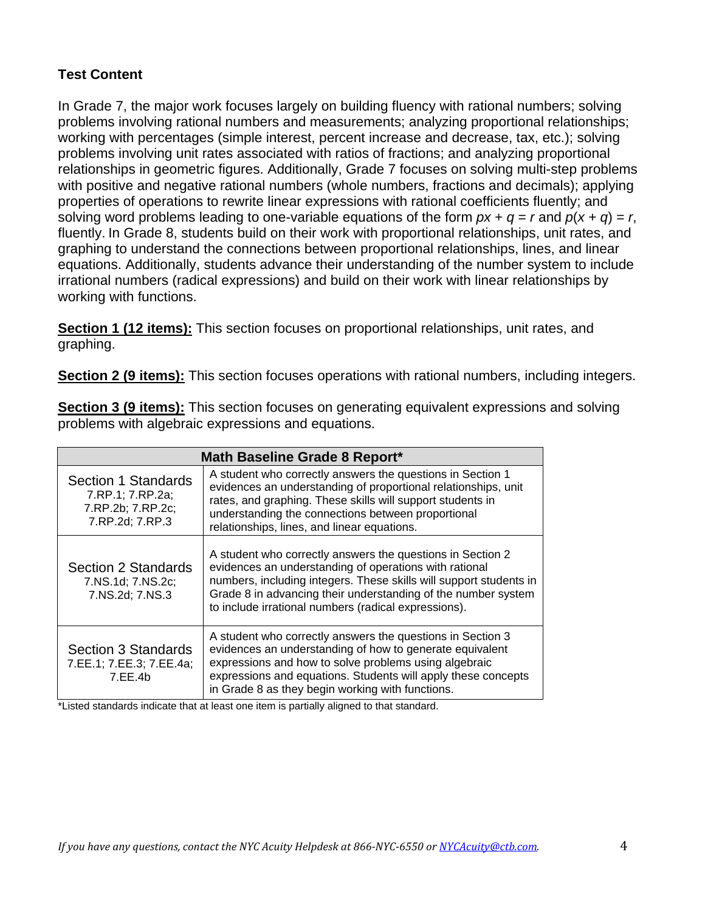**Test Content**

In Grade 7, the major work focuses largely on building fluency with rational numbers; solving problems involving rational numbers and measurements; analyzing proportional relationships; working with percentages (simple interest, percent increase and decrease, tax, etc.); solving problems involving unit rates associated with ratios of fractions; and analyzing proportional relationships in geometric figures. Additionally, Grade 7 focuses on solving multi-step problems with positive and negative rational numbers (whole numbers, fractions and decimals); applying properties of operations to rewrite linear expressions with rational coefficients fluently; and solving word problems leading to one-variable equations of the form $px + q = r$ and $p(x + q) = r$, fluently. In Grade 8, students build on their work with proportional relationships, unit rates, and graphing to understand the connections between proportional relationships, lines, and linear equations. Additionally, students advance their understanding of the number system to include irrational numbers (radical expressions) and build on their work with linear relationships by working with functions.

**Section 1 (12 items):** This section focuses on proportional relationships, unit rates, and graphing.

**Section 2 (9 items):** This section focuses operations with rational numbers, including integers.

**Section 3 (9 items):** This section focuses on generating equivalent expressions and solving problems with algebraic expressions and equations.

| Math Baseline Grade 8 Report* | |
|---|---|
| Section 1 Standards<br>7.RP.1; 7.RP.2a; 7.RP.2b; 7.RP.2c; 7.RP.2d; 7.RP.3 | A student who correctly answers the questions in Section 1 evidences an understanding of proportional relationships, unit rates, and graphing. These skills will support students in understanding the connections between proportional relationships, lines, and linear equations. |
| Section 2 Standards<br>7.NS.1d; 7.NS.2c; 7.NS.2d; 7.NS.3 | A student who correctly answers the questions in Section 2 evidences an understanding of operations with rational numbers, including integers. These skills will support students in Grade 8 in advancing their understanding of the number system to include irrational numbers (radical expressions). |
| Section 3 Standards<br>7.EE.1; 7.EE.3; 7.EE.4a; 7.EE.4b | A student who correctly answers the questions in Section 3 evidences an understanding of how to generate equivalent expressions and how to solve problems using algebraic expressions and equations. Students will apply these concepts in Grade 8 as they begin working with functions. |

*Listed standards indicate that at least one item is partially aligned to that standard.

*If you have any questions, contact the NYC Acuity Helpdesk at 866-NYC-6550 or NYCAcuity@ctb.com.*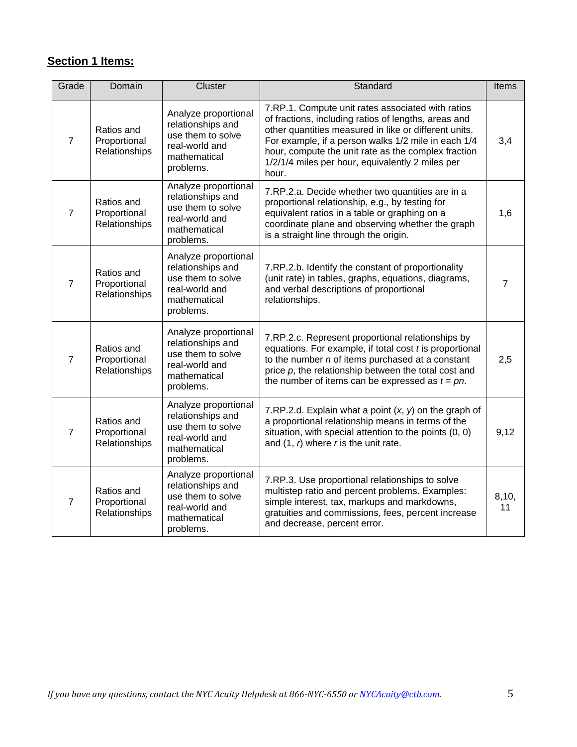**Section 1 Items:**

| Grade | Domain | Cluster | Standard | Items |
|---|---|---|---|---|
| 7 | Ratios and Proportional Relationships | Analyze proportional relationships and use them to solve real-world and mathematical problems. | 7.RP.1. Compute unit rates associated with ratios of fractions, including ratios of lengths, areas and other quantities measured in like or different units. For example, if a person walks 1/2 mile in each 1/4 hour, compute the unit rate as the complex fraction 1/2/1/4 miles per hour, equivalently 2 miles per hour. | 3,4 |
| 7 | Ratios and Proportional Relationships | Analyze proportional relationships and use them to solve real-world and mathematical problems. | 7.RP.2.a. Decide whether two quantities are in a proportional relationship, e.g., by testing for equivalent ratios in a table or graphing on a coordinate plane and observing whether the graph is a straight line through the origin. | 1,6 |
| 7 | Ratios and Proportional Relationships | Analyze proportional relationships and use them to solve real-world and mathematical problems. | 7.RP.2.b. Identify the constant of proportionality (unit rate) in tables, graphs, equations, diagrams, and verbal descriptions of proportional relationships. | 7 |
| 7 | Ratios and Proportional Relationships | Analyze proportional relationships and use them to solve real-world and mathematical problems. | 7.RP.2.c. Represent proportional relationships by equations. For example, if total cost $t$ is proportional to the number $n$ of items purchased at a constant price $p$, the relationship between the total cost and the number of items can be expressed as $t = pn$. | 2,5 |
| 7 | Ratios and Proportional Relationships | Analyze proportional relationships and use them to solve real-world and mathematical problems. | 7.RP.2.d. Explain what a point $(x, y)$ on the graph of a proportional relationship means in terms of the situation, with special attention to the points (0, 0) and $(1, r)$ where $r$ is the unit rate. | 9,12 |
| 7 | Ratios and Proportional Relationships | Analyze proportional relationships and use them to solve real-world and mathematical problems. | 7.RP.3. Use proportional relationships to solve multistep ratio and percent problems. Examples: simple interest, tax, markups and markdowns, gratuities and commissions, fees, percent increase and decrease, percent error. | 8,10, 11 |

*If you have any questions, contact the NYC Acuity Helpdesk at 866-NYC-6550 or NYCAcuity@ctb.com.*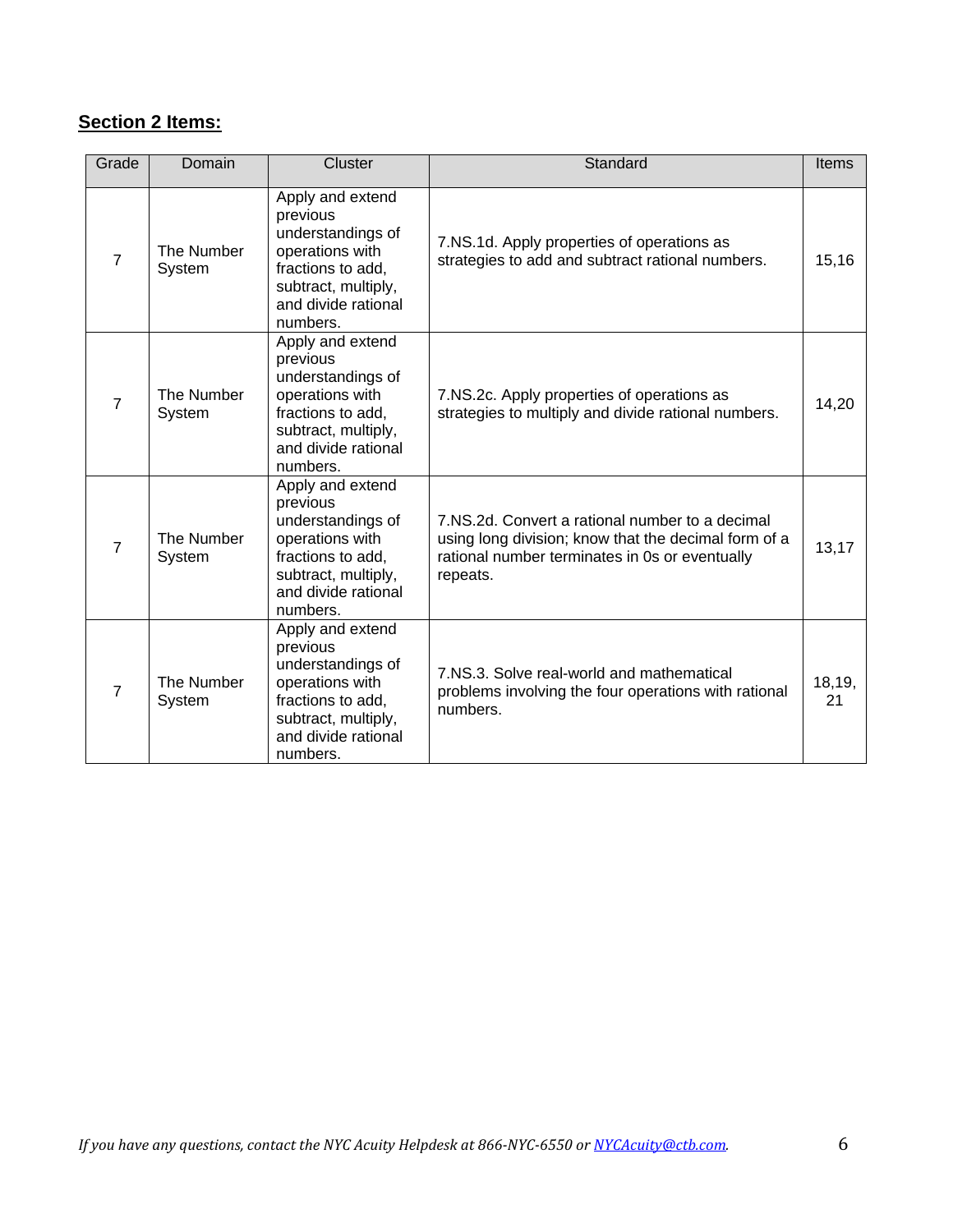**Section 2 Items:**

| Grade | Domain | Cluster | Standard | Items |
|---|---|---|---|---|
| 7 | The Number System | Apply and extend previous understandings of operations with fractions to add, subtract, multiply, and divide rational numbers. | 7.NS.1d. Apply properties of operations as strategies to add and subtract rational numbers. | 15,16 |
| 7 | The Number System | Apply and extend previous understandings of operations with fractions to add, subtract, multiply, and divide rational numbers. | 7.NS.2c. Apply properties of operations as strategies to multiply and divide rational numbers. | 14,20 |
| 7 | The Number System | Apply and extend previous understandings of operations with fractions to add, subtract, multiply, and divide rational numbers. | 7.NS.2d. Convert a rational number to a decimal using long division; know that the decimal form of a rational number terminates in 0s or eventually repeats. | 13,17 |
| 7 | The Number System | Apply and extend previous understandings of operations with fractions to add, subtract, multiply, and divide rational numbers. | 7.NS.3. Solve real-world and mathematical problems involving the four operations with rational numbers. | 18,19, 21 |

*If you have any questions, contact the NYC Acuity Helpdesk at 866-NYC-6550 or NYCAcuity@ctb.com.*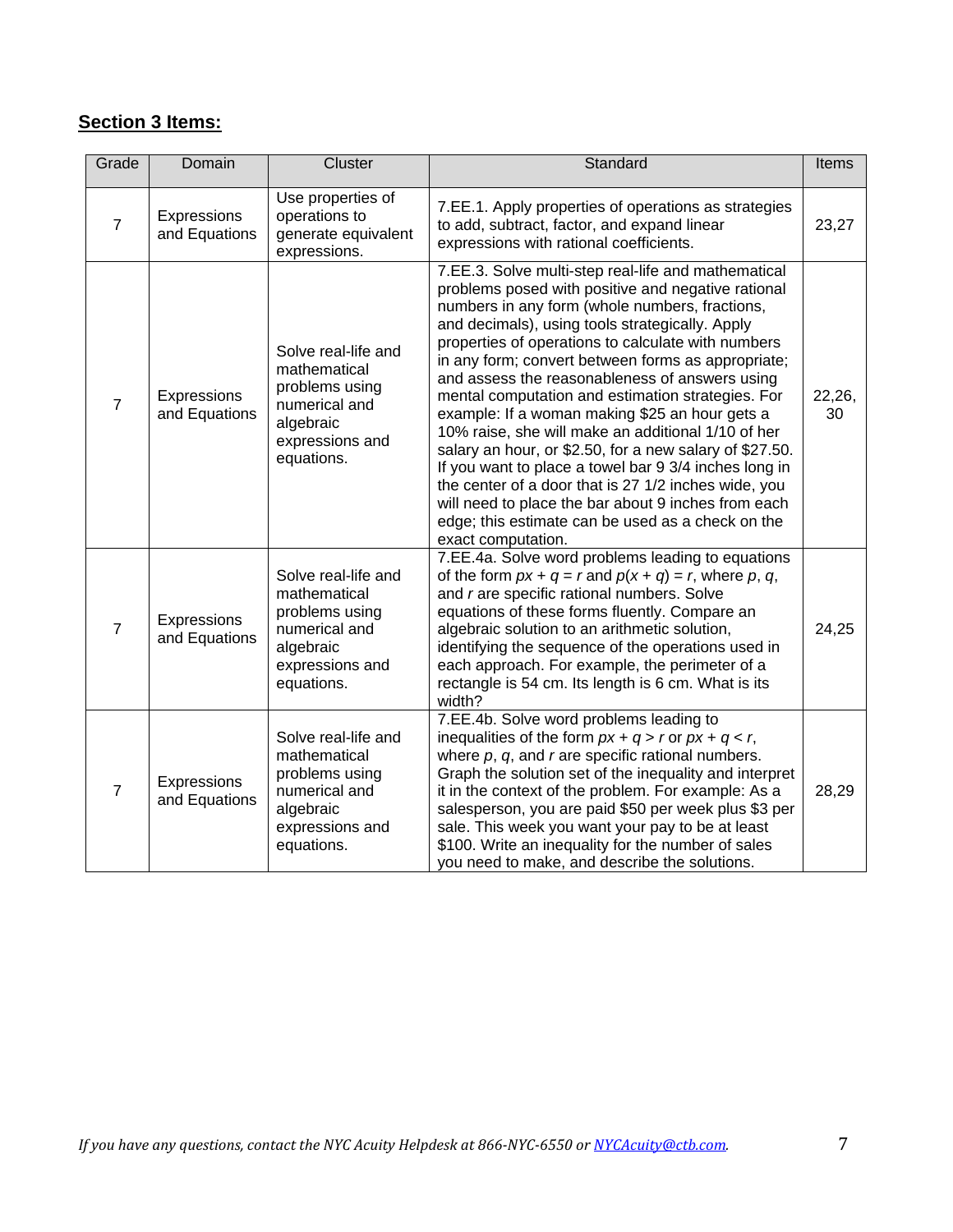## **Section 3 Items:**

| Grade | Domain | Cluster | Standard | Items |
|---|---|---|---|---|
| 7 | Expressions and Equations | Use properties of operations to generate equivalent expressions. | 7.EE.1. Apply properties of operations as strategies to add, subtract, factor, and expand linear expressions with rational coefficients. | 23,27 |
| 7 | Expressions and Equations | Solve real-life and mathematical problems using numerical and algebraic expressions and equations. | 7.EE.3. Solve multi-step real-life and mathematical problems posed with positive and negative rational numbers in any form (whole numbers, fractions, and decimals), using tools strategically. Apply properties of operations to calculate with numbers in any form; convert between forms as appropriate; and assess the reasonableness of answers using mental computation and estimation strategies. For example: If a woman making $25 an hour gets a 10% raise, she will make an additional 1/10 of her salary an hour, or $2.50, for a new salary of $27.50. If you want to place a towel bar 9 3/4 inches long in the center of a door that is 27 1/2 inches wide, you will need to place the bar about 9 inches from each edge; this estimate can be used as a check on the exact computation. | 22,26, 30 |
| 7 | Expressions and Equations | Solve real-life and mathematical problems using numerical and algebraic expressions and equations. | 7.EE.4a. Solve word problems leading to equations of the form $px + q = r$ and $p(x + q) = r$, where $p$, $q$, and $r$ are specific rational numbers. Solve equations of these forms fluently. Compare an algebraic solution to an arithmetic solution, identifying the sequence of the operations used in each approach. For example, the perimeter of a rectangle is 54 cm. Its length is 6 cm. What is its width? | 24,25 |
| 7 | Expressions and Equations | Solve real-life and mathematical problems using numerical and algebraic expressions and equations. | 7.EE.4b. Solve word problems leading to inequalities of the form $px + q > r$ or $px + q < r$, where $p$, $q$, and $r$ are specific rational numbers. Graph the solution set of the inequality and interpret it in the context of the problem. For example: As a salesperson, you are paid $50 per week plus $3 per sale. This week you want your pay to be at least $100. Write an inequality for the number of sales you need to make, and describe the solutions. | 28,29 |

*If you have any questions, contact the NYC Acuity Helpdesk at 866-NYC-6550 or [NYCAcuity@ctb.com](mailto:NYCAcuity@ctb.com).*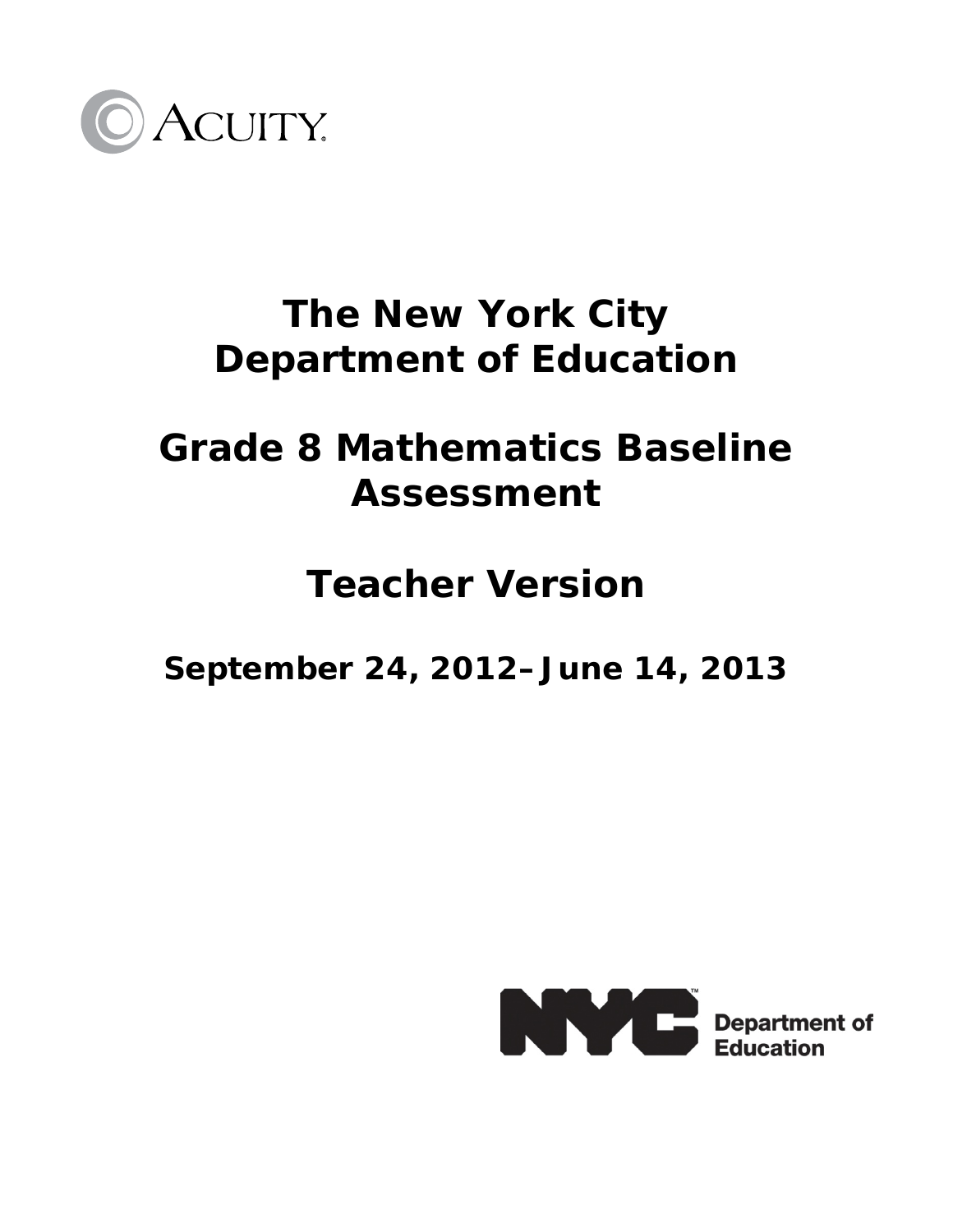ACUITY

# The New York City Department of Education

# Grade 8 Mathematics Baseline Assessment

# Teacher Version

## September 24, 2012–June 14, 2013

NYC Department of Education